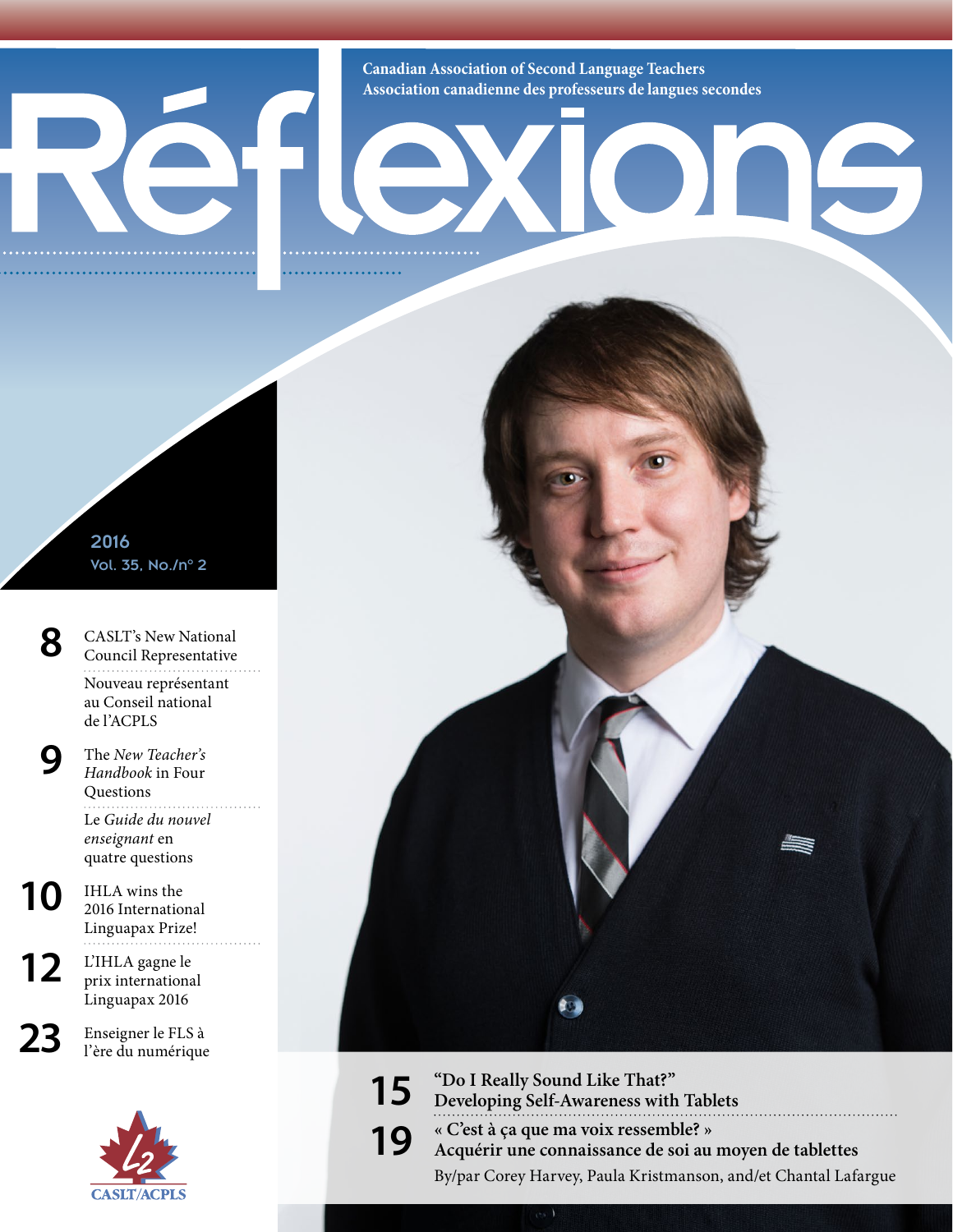Canadian Association of Second Language Teachers
Association canadienne des professeurs de langues secondes

# Réflexions

2016
Vol. 35, No./n° 2

**8** CASLT's New National Council Representative

Nouveau représentant au Conseil national de l'ACPLS

**9** The *New Teacher's Handbook* in Four Questions

Le *Guide du nouvel enseignant* en quatre questions

**10** IHLA wins the 2016 International Linguapax Prize!

**12** L'IHLA gagne le prix international Linguapax 2016

**23** Enseigner le FLS à l'ère du numérique

**15** "Do I Really Sound Like That?" Developing Self-Awareness with Tablets

**19** « C'est à ça que ma voix ressemble? » Acquérir une connaissance de soi au moyen de tablettes

By/par Corey Harvey, Paula Kristmanson, and/et Chantal Lafargue

CASLT/ACPLS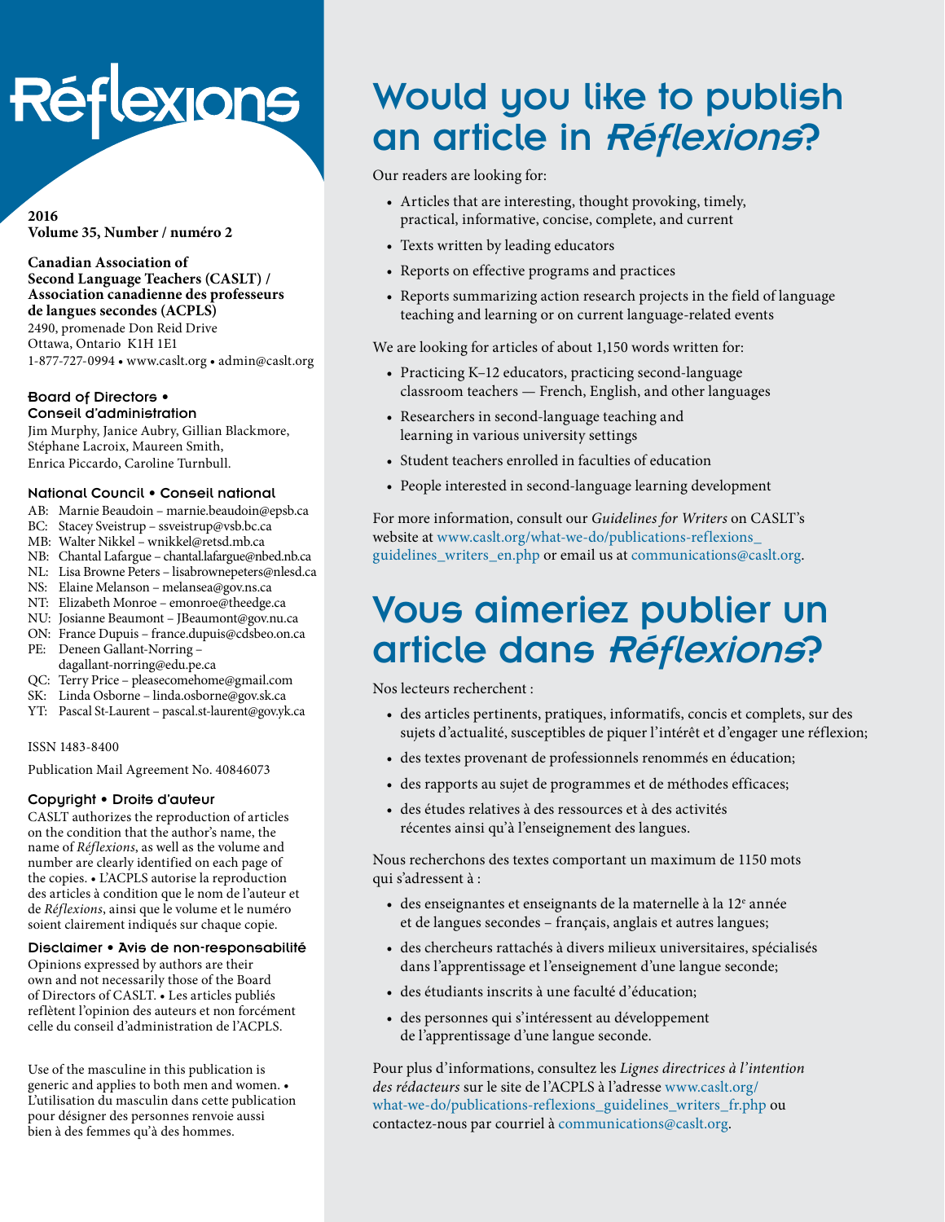# Réflexions

**2016**
**Volume 35, Number / numéro 2**

**Canadian Association of Second Language Teachers (CASLT) / Association canadienne des professeurs de langues secondes (ACPLS)**
2490, promenade Don Reid Drive
Ottawa, Ontario K1H 1E1
1-877-727-0994 • www.caslt.org • admin@caslt.org

### Board of Directors • Conseil d'administration

Jim Murphy, Janice Aubry, Gillian Blackmore, Stéphane Lacroix, Maureen Smith, Enrica Piccardo, Caroline Turnbull.

### National Council • Conseil national

AB: Marnie Beaudoin – marnie.beaudoin@epsb.ca
BC: Stacey Sveistrup – ssveistrup@vsb.bc.ca
MB: Walter Nikkel – wnikkel@retsd.mb.ca
NB: Chantal Lafargue – chantal.lafargue@nbed.nb.ca
NL: Lisa Browne Peters – lisabrownepeters@nlesd.ca
NS: Elaine Melanson – melansea@gov.ns.ca
NT: Elizabeth Monroe – emonroe@theedge.ca
NU: Josianne Beaumont – JBeaumont@gov.nu.ca
ON: France Dupuis – france.dupuis@cdsbeo.on.ca
PE: Deneen Gallant-Norring – dagallant-norring@edu.pe.ca
QC: Terry Price – pleasecomehome@gmail.com
SK: Linda Osborne – linda.osborne@gov.sk.ca
YT: Pascal St-Laurent – pascal.st-laurent@gov.yk.ca

ISSN 1483-8400

Publication Mail Agreement No. 40846073

### Copyright • Droits d'auteur

CASLT authorizes the reproduction of articles on the condition that the author's name, the name of *Réflexions*, as well as the volume and number are clearly identified on each page of the copies. • L'ACPLS autorise la reproduction des articles à condition que le nom de l'auteur et de *Réflexions*, ainsi que le volume et le numéro soient clairement indiqués sur chaque copie.

### Disclaimer • Avis de non-responsabilité

Opinions expressed by authors are their own and not necessarily those of the Board of Directors of CASLT. • Les articles publiés reflètent l'opinion des auteurs et non forcément celle du conseil d'administration de l'ACPLS.

Use of the masculine in this publication is generic and applies to both men and women. • L'utilisation du masculin dans cette publication pour désigner des personnes renvoie aussi bien à des femmes qu'à des hommes.

## Would you like to publish an article in *Réflexions*?

Our readers are looking for:

- Articles that are interesting, thought provoking, timely, practical, informative, concise, complete, and current
- Texts written by leading educators
- Reports on effective programs and practices
- Reports summarizing action research projects in the field of language teaching and learning or on current language-related events

We are looking for articles of about 1,150 words written for:

- Practicing K–12 educators, practicing second-language classroom teachers — French, English, and other languages
- Researchers in second-language teaching and learning in various university settings
- Student teachers enrolled in faculties of education
- People interested in second-language learning development

For more information, consult our *Guidelines for Writers* on CASLT's website at www.caslt.org/what-we-do/publications-reflexions_guidelines_writers_en.php or email us at communications@caslt.org.

## Vous aimeriez publier un article dans *Réflexions*?

Nos lecteurs recherchent :

- des articles pertinents, pratiques, informatifs, concis et complets, sur des sujets d'actualité, susceptibles de piquer l'intérêt et d'engager une réflexion;
- des textes provenant de professionnels renommés en éducation;
- des rapports au sujet de programmes et de méthodes efficaces;
- des études relatives à des ressources et à des activités récentes ainsi qu'à l'enseignement des langues.

Nous recherchons des textes comportant un maximum de 1150 mots qui s'adressent à :

- des enseignantes et enseignants de la maternelle à la 12e année et de langues secondes – français, anglais et autres langues;
- des chercheurs rattachés à divers milieux universitaires, spécialisés dans l'apprentissage et l'enseignement d'une langue seconde;
- des étudiants inscrits à une faculté d'éducation;
- des personnes qui s'intéressent au développement de l'apprentissage d'une langue seconde.

Pour plus d'informations, consultez les *Lignes directrices à l'intention des rédacteurs* sur le site de l'ACPLS à l'adresse www.caslt.org/what-we-do/publications-reflexions_guidelines_writers_fr.php ou contactez-nous par courriel à communications@caslt.org.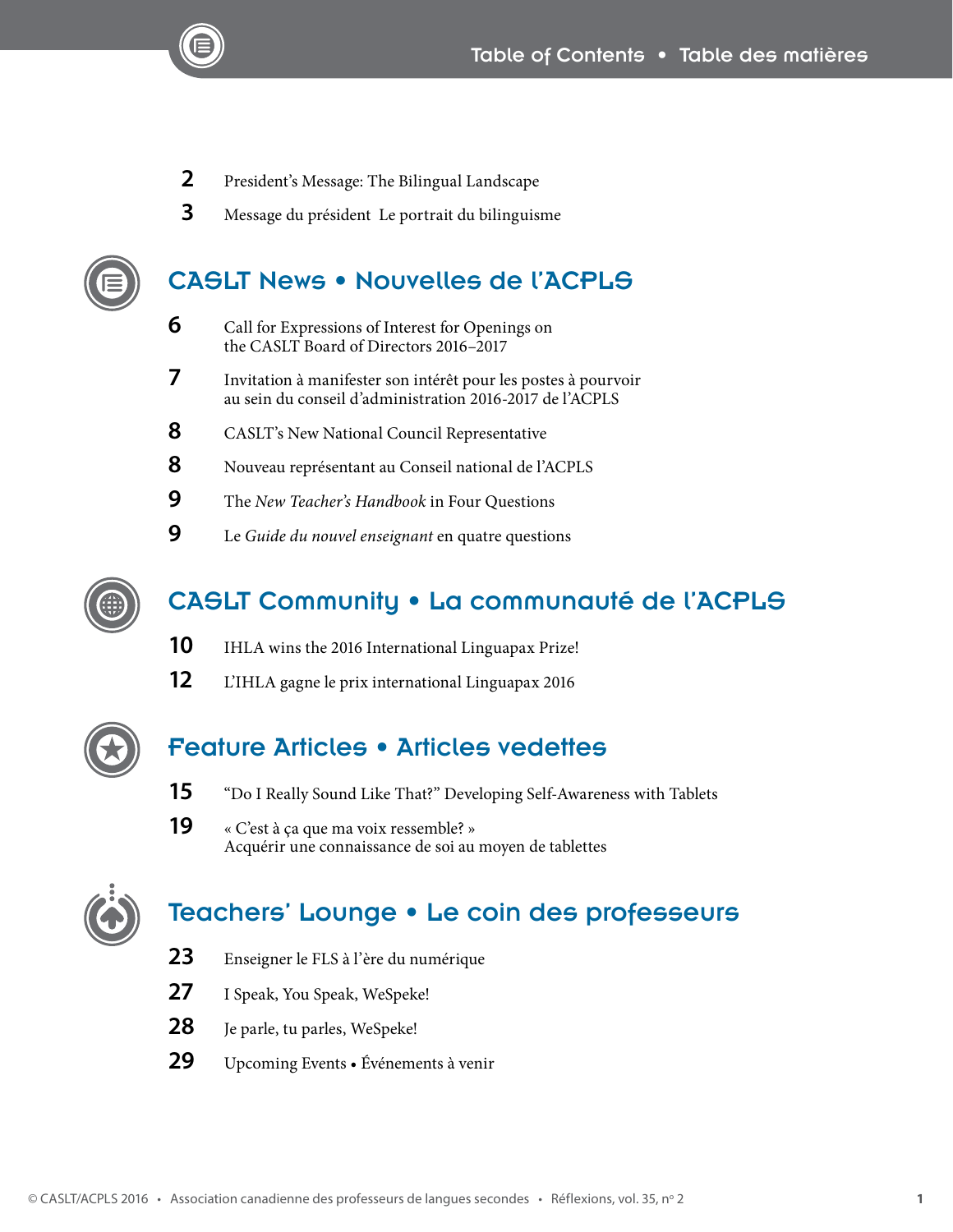# Table of Contents • Table des matières

2 President's Message: The Bilingual Landscape

3 Message du président Le portrait du bilinguisme

## CASLT News • Nouvelles de l'ACPLS

6 Call for Expressions of Interest for Openings on the CASLT Board of Directors 2016–2017

7 Invitation à manifester son intérêt pour les postes à pourvoir au sein du conseil d'administration 2016-2017 de l'ACPLS

8 CASLT's New National Council Representative

8 Nouveau représentant au Conseil national de l'ACPLS

9 The *New Teacher's Handbook* in Four Questions

9 Le *Guide du nouvel enseignant* en quatre questions

## CASLT Community • La communauté de l'ACPLS

10 IHLA wins the 2016 International Linguapax Prize!

12 L'IHLA gagne le prix international Linguapax 2016

## Feature Articles • Articles vedettes

15 "Do I Really Sound Like That?" Developing Self-Awareness with Tablets

19 « C'est à ça que ma voix ressemble? » Acquérir une connaissance de soi au moyen de tablettes

## Teachers' Lounge • Le coin des professeurs

23 Enseigner le FLS à l'ère du numérique

27 I Speak, You Speak, WeSpeke!

28 Je parle, tu parles, WeSpeke!

29 Upcoming Events • Événements à venir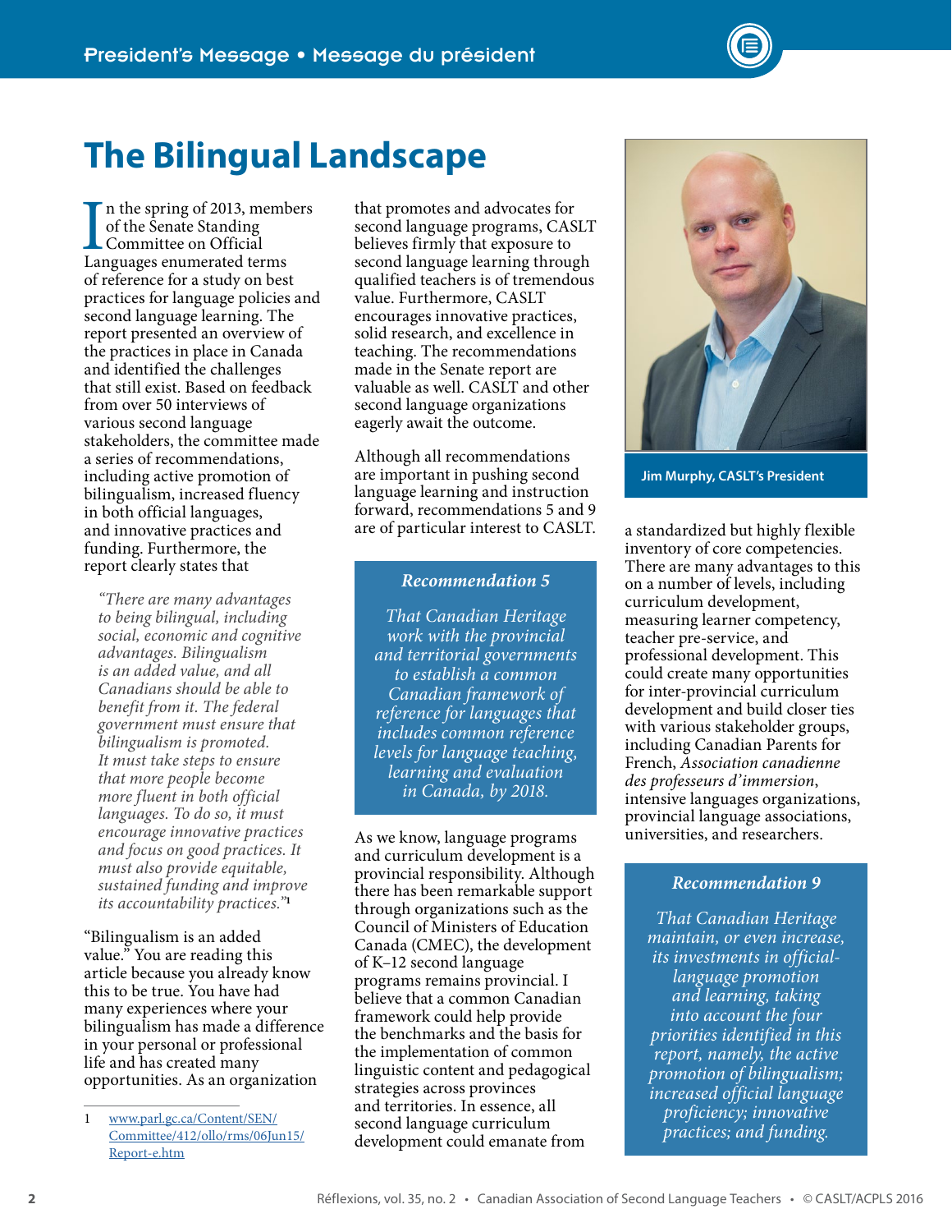# The Bilingual Landscape

In the spring of 2013, members of the Senate Standing Committee on Official Languages enumerated terms of reference for a study on best practices for language policies and second language learning. The report presented an overview of the practices in place in Canada and identified the challenges that still exist. Based on feedback from over 50 interviews of various second language stakeholders, the committee made a series of recommendations, including active promotion of bilingualism, increased fluency in both official languages, and innovative practices and funding. Furthermore, the report clearly states that

> *"There are many advantages to being bilingual, including social, economic and cognitive advantages. Bilingualism is an added value, and all Canadians should be able to benefit from it. The federal government must ensure that bilingualism is promoted. It must take steps to ensure that more people become more fluent in both official languages. To do so, it must encourage innovative practices and focus on good practices. It must also provide equitable, sustained funding and improve its accountability practices."*[1]

"Bilingualism is an added value." You are reading this article because you already know this to be true. You have had many experiences where your bilingualism has made a difference in your personal or professional life and has created many opportunities. As an organization that promotes and advocates for second language programs, CASLT believes firmly that exposure to second language learning through qualified teachers is of tremendous value. Furthermore, CASLT encourages innovative practices, solid research, and excellence in teaching. The recommendations made in the Senate report are valuable as well. CASLT and other second language organizations eagerly await the outcome.

Although all recommendations are important in pushing second language learning and instruction forward, recommendations 5 and 9 are of particular interest to CASLT.

> ***Recommendation 5***
>
> *That Canadian Heritage work with the provincial and territorial governments to establish a common Canadian framework of reference for languages that includes common reference levels for language teaching, learning and evaluation in Canada, by 2018.*

As we know, language programs and curriculum development is a provincial responsibility. Although there has been remarkable support through organizations such as the Council of Ministers of Education Canada (CMEC), the development of K–12 second language programs remains provincial. I believe that a common Canadian framework could help provide the benchmarks and the basis for the implementation of common linguistic content and pedagogical strategies across provinces and territories. In essence, all second language curriculum development could emanate from a standardized but highly flexible inventory of core competencies. There are many advantages to this on a number of levels, including curriculum development, measuring learner competency, teacher pre-service, and professional development. This could create many opportunities for inter-provincial curriculum development and build closer ties with various stakeholder groups, including Canadian Parents for French, *Association canadienne des professeurs d'immersion*, intensive languages organizations, provincial language associations, universities, and researchers.

Jim Murphy, CASLT's President

> ***Recommendation 9***
>
> *That Canadian Heritage maintain, or even increase, its investments in official-language promotion and learning, taking into account the four priorities identified in this report, namely, the active promotion of bilingualism; increased official language proficiency; innovative practices; and funding.*

---

1 www.parl.gc.ca/Content/SEN/Committee/412/ollo/rms/06Jun15/Report-e.htm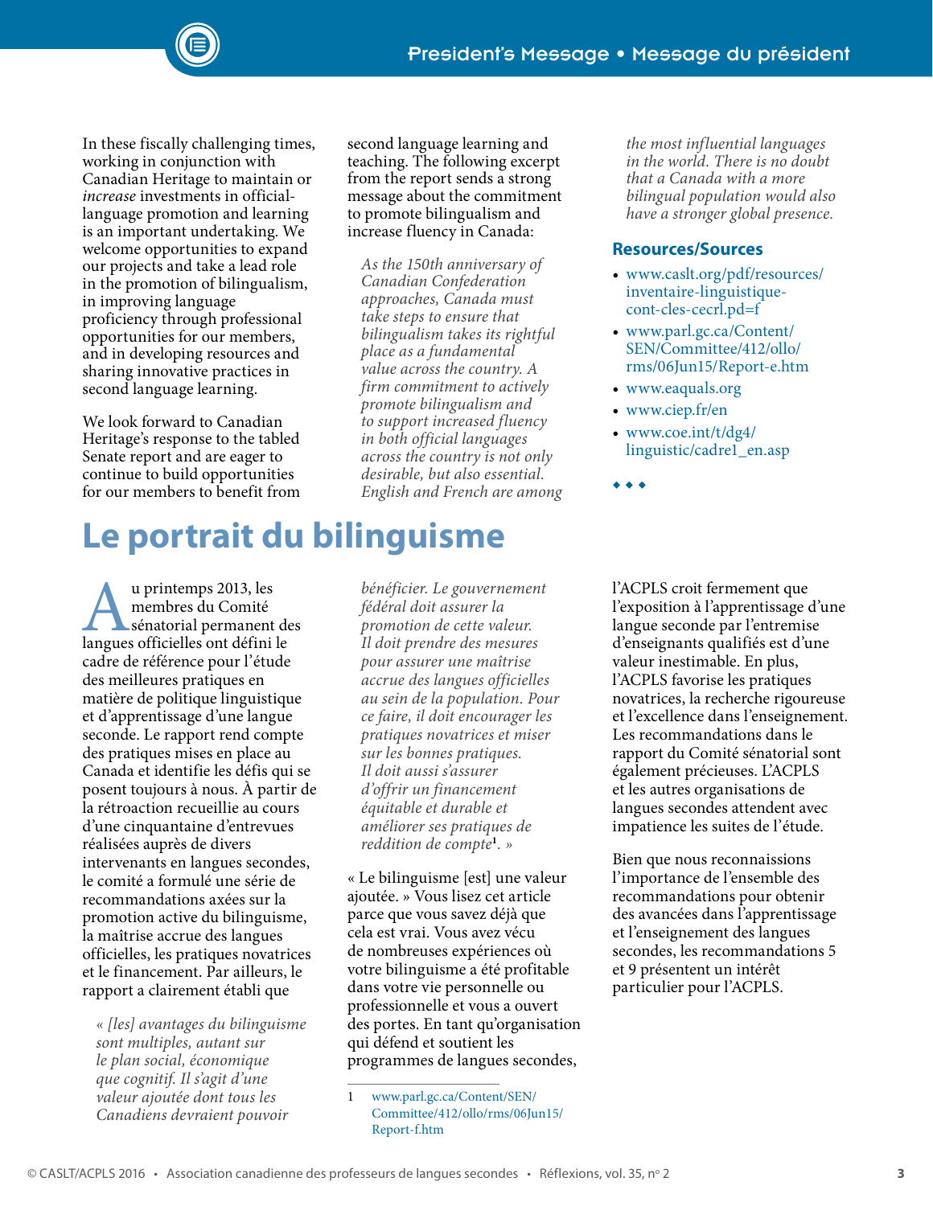In these fiscally challenging times, working in conjunction with Canadian Heritage to maintain or *increase* investments in official-language promotion and learning is an important undertaking. We welcome opportunities to expand our projects and take a lead role in the promotion of bilingualism, in improving language proficiency through professional opportunities for our members, and in developing resources and sharing innovative practices in second language learning.

We look forward to Canadian Heritage's response to the tabled Senate report and are eager to continue to build opportunities for our members to benefit from second language learning and teaching. The following excerpt from the report sends a strong message about the commitment to promote bilingualism and increase fluency in Canada:

> *As the 150th anniversary of Canadian Confederation approaches, Canada must take steps to ensure that bilingualism takes its rightful place as a fundamental value across the country. A firm commitment to actively promote bilingualism and to support increased fluency in both official languages across the country is not only desirable, but also essential. English and French are among the most influential languages in the world. There is no doubt that a Canada with a more bilingual population would also have a stronger global presence.*

### Resources/Sources

- www.caslt.org/pdf/resources/inventaire-linguistique-cont-cles-cecrl.pd=f
- www.parl.gc.ca/Content/SEN/Committee/412/ollo/rms/06Jun15/Report-e.htm
- www.eaquals.org
- www.ciep.fr/en
- www.coe.int/t/dg4/linguistic/cadre1_en.asp

◆ ◆ ◆

# Le portrait du bilinguisme

Au printemps 2013, les membres du Comité sénatorial permanent des langues officielles ont défini le cadre de référence pour l'étude des meilleures pratiques en matière de politique linguistique et d'apprentissage d'une langue seconde. Le rapport rend compte des pratiques mises en place au Canada et identifie les défis qui se posent toujours à nous. À partir de la rétroaction recueillie au cours d'une cinquantaine d'entrevues réalisées auprès de divers intervenants en langues secondes, le comité a formulé une série de recommandations axées sur la promotion active du bilinguisme, la maîtrise accrue des langues officielles, les pratiques novatrices et le financement. Par ailleurs, le rapport a clairement établi que

> *« [les] avantages du bilinguisme sont multiples, autant sur le plan social, économique que cognitif. Il s'agit d'une valeur ajoutée dont tous les Canadiens devraient pouvoir bénéficier. Le gouvernement fédéral doit assurer la promotion de cette valeur. Il doit prendre des mesures pour assurer une maîtrise accrue des langues officielles au sein de la population. Pour ce faire, il doit encourager les pratiques novatrices et miser sur les bonnes pratiques. Il doit aussi s'assurer d'offrir un financement équitable et durable et améliorer ses pratiques de reddition de compte*[1]*. »*

« Le bilinguisme [est] une valeur ajoutée. » Vous lisez cet article parce que vous savez déjà que cela est vrai. Vous avez vécu de nombreuses expériences où votre bilinguisme a été profitable dans votre vie personnelle ou professionnelle et vous a ouvert des portes. En tant qu'organisation qui défend et soutient les programmes de langues secondes, l'ACPLS croit fermement que l'exposition à l'apprentissage d'une langue seconde par l'entremise d'enseignants qualifiés est d'une valeur inestimable. En plus, l'ACPLS favorise les pratiques novatrices, la recherche rigoureuse et l'excellence dans l'enseignement. Les recommandations dans le rapport du Comité sénatorial sont également précieuses. L'ACPLS et les autres organisations de langues secondes attendent avec impatience les suites de l'étude.

Bien que nous reconnaissions l'importance de l'ensemble des recommandations pour obtenir des avancées dans l'apprentissage et l'enseignement des langues secondes, les recommandations 5 et 9 présentent un intérêt particulier pour l'ACPLS.

---

1 www.parl.gc.ca/Content/SEN/Committee/412/ollo/rms/06Jun15/Report-f.htm